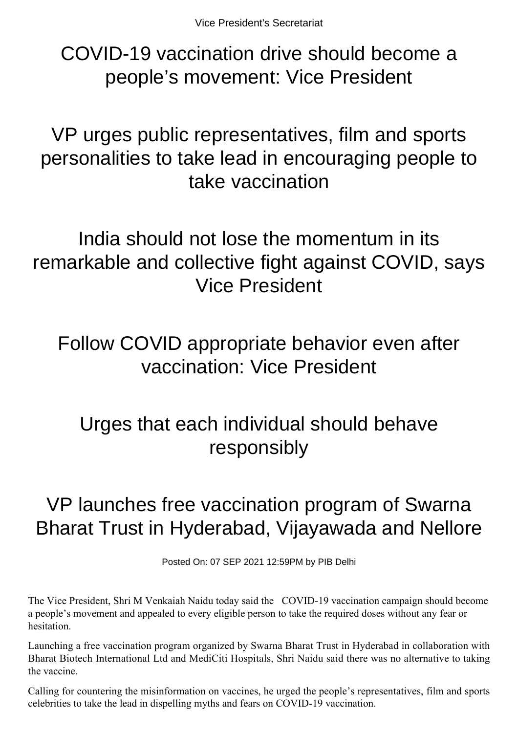Vice President's Secretariat

# COVID-19 vaccination drive should become a people's movement: Vice President

## VP urges public representatives, film and sports personalities to take lead in encouraging people to take vaccination

## India should not lose the momentum in its remarkable and collective fight against COVID, says Vice President

## Follow COVID appropriate behavior even after vaccination: Vice President

## Urges that each individual should behave responsibly

## VP launches free vaccination program of Swarna Bharat Trust in Hyderabad, Vijayawada and Nellore

Posted On: 07 SEP 2021 12:59PM by PIB Delhi

The Vice President, Shri M Venkaiah Naidu today said the COVID-19 vaccination campaign should become a people's movement and appealed to every eligible person to take the required doses without any fear or hesitation.

Launching a free vaccination program organized by Swarna Bharat Trust in Hyderabad in collaboration with Bharat Biotech International Ltd and MediCiti Hospitals, Shri Naidu said there was no alternative to taking the vaccine.

Calling for countering the misinformation on vaccines, he urged the people's representatives, film and sports celebrities to take the lead in dispelling myths and fears on COVID-19 vaccination.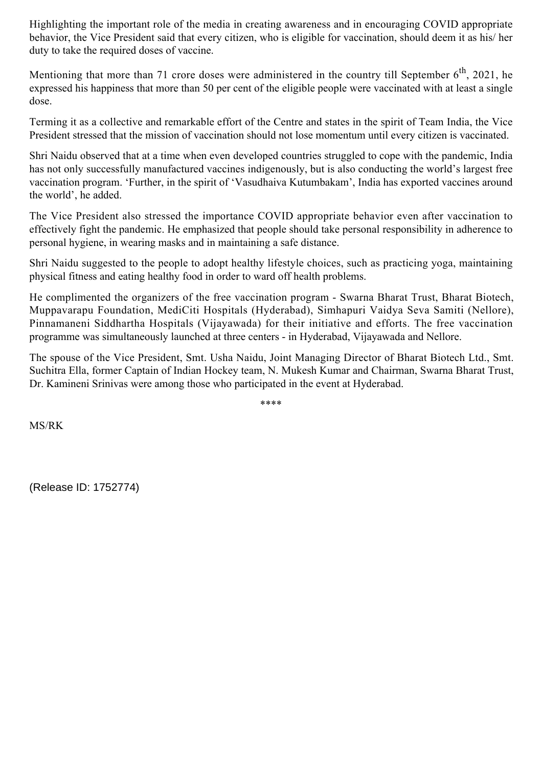Highlighting the important role of the media in creating awareness and in encouraging COVID appropriate behavior, the Vice President said that every citizen, who is eligible for vaccination, should deem it as his/ her duty to take the required doses of vaccine.

Mentioning that more than 71 crore doses were administered in the country till September 6$^{th}$, 2021, he expressed his happiness that more than 50 per cent of the eligible people were vaccinated with at least a single dose.

Terming it as a collective and remarkable effort of the Centre and states in the spirit of Team India, the Vice President stressed that the mission of vaccination should not lose momentum until every citizen is vaccinated.

Shri Naidu observed that at a time when even developed countries struggled to cope with the pandemic, India has not only successfully manufactured vaccines indigenously, but is also conducting the world's largest free vaccination program. 'Further, in the spirit of 'Vasudhaiva Kutumbakam', India has exported vaccines around the world', he added.

The Vice President also stressed the importance COVID appropriate behavior even after vaccination to effectively fight the pandemic. He emphasized that people should take personal responsibility in adherence to personal hygiene, in wearing masks and in maintaining a safe distance.

Shri Naidu suggested to the people to adopt healthy lifestyle choices, such as practicing yoga, maintaining physical fitness and eating healthy food in order to ward off health problems.

He complimented the organizers of the free vaccination program - Swarna Bharat Trust, Bharat Biotech, Muppavarapu Foundation, MediCiti Hospitals (Hyderabad), Simhapuri Vaidya Seva Samiti (Nellore), Pinnamaneni Siddhartha Hospitals (Vijayawada) for their initiative and efforts. The free vaccination programme was simultaneously launched at three centers - in Hyderabad, Vijayawada and Nellore.

The spouse of the Vice President, Smt. Usha Naidu, Joint Managing Director of Bharat Biotech Ltd., Smt. Suchitra Ella, former Captain of Indian Hockey team, N. Mukesh Kumar and Chairman, Swarna Bharat Trust, Dr. Kamineni Srinivas were among those who participated in the event at Hyderabad.

****

MS/RK

(Release ID: 1752774)